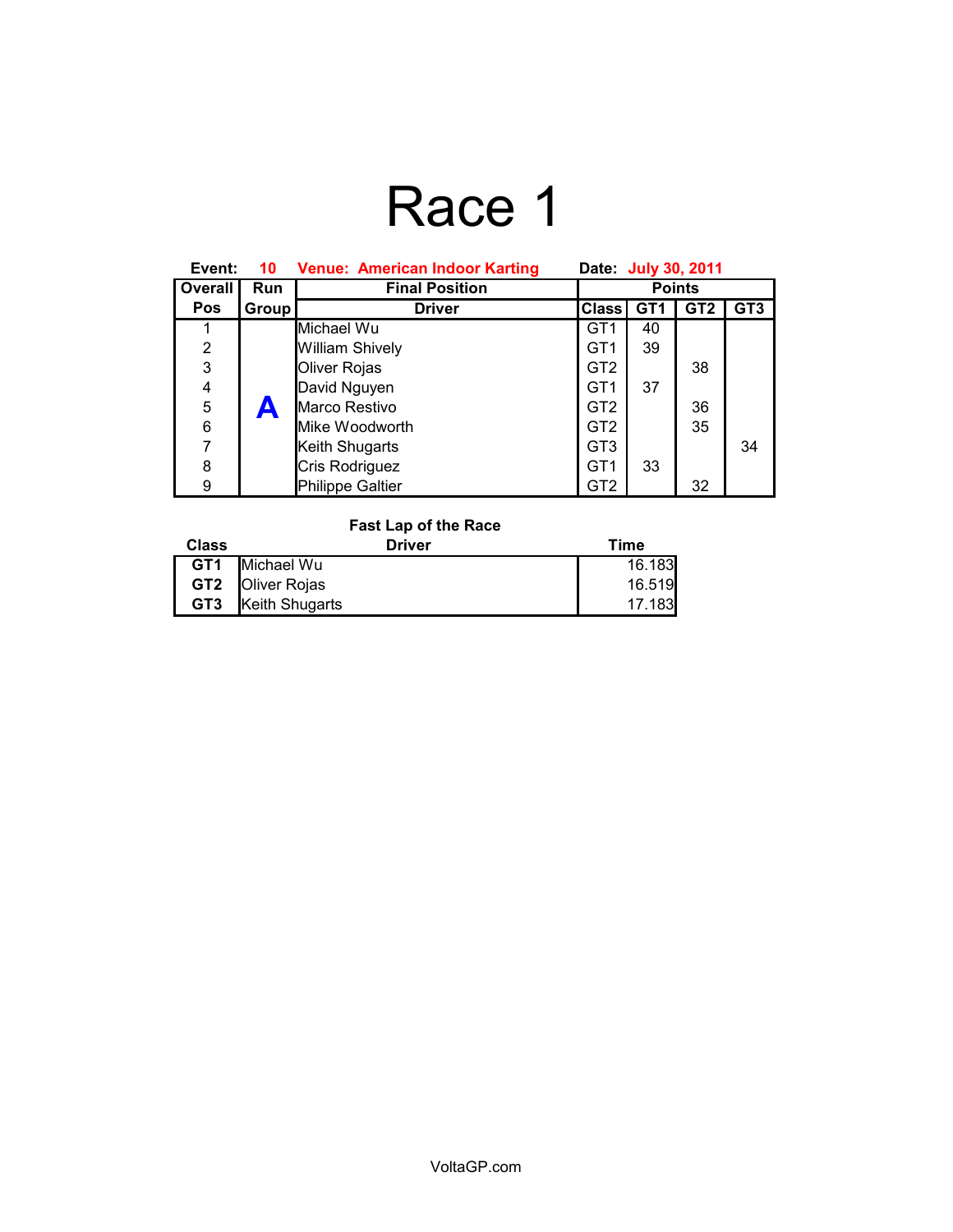# Race 1

**Event:** 10 **Venue: American Indoor Karting** **Date:** July 30, 2011

| Overall Pos | Run Group | Final Position Driver | Points Class | GT1 | GT2 | GT3 |
|---|---|---|---|---|---|---|
| 1 | A | Michael Wu | GT1 | 40 | | |
| 2 | | William Shively | GT1 | 39 | | |
| 3 | | Oliver Rojas | GT2 | | 38 | |
| 4 | | David Nguyen | GT1 | 37 | | |
| 5 | | Marco Restivo | GT2 | | 36 | |
| 6 | | Mike Woodworth | GT2 | | 35 | |
| 7 | | Keith Shugarts | GT3 | | | 34 |
| 8 | | Cris Rodriguez | GT1 | 33 | | |
| 9 | | Philippe Galtier | GT2 | | 32 | |

**Fast Lap of the Race**

| Class | Driver | Time |
|---|---|---|
| GT1 | Michael Wu | 16.183 |
| GT2 | Oliver Rojas | 16.519 |
| GT3 | Keith Shugarts | 17.183 |

VoltaGP.com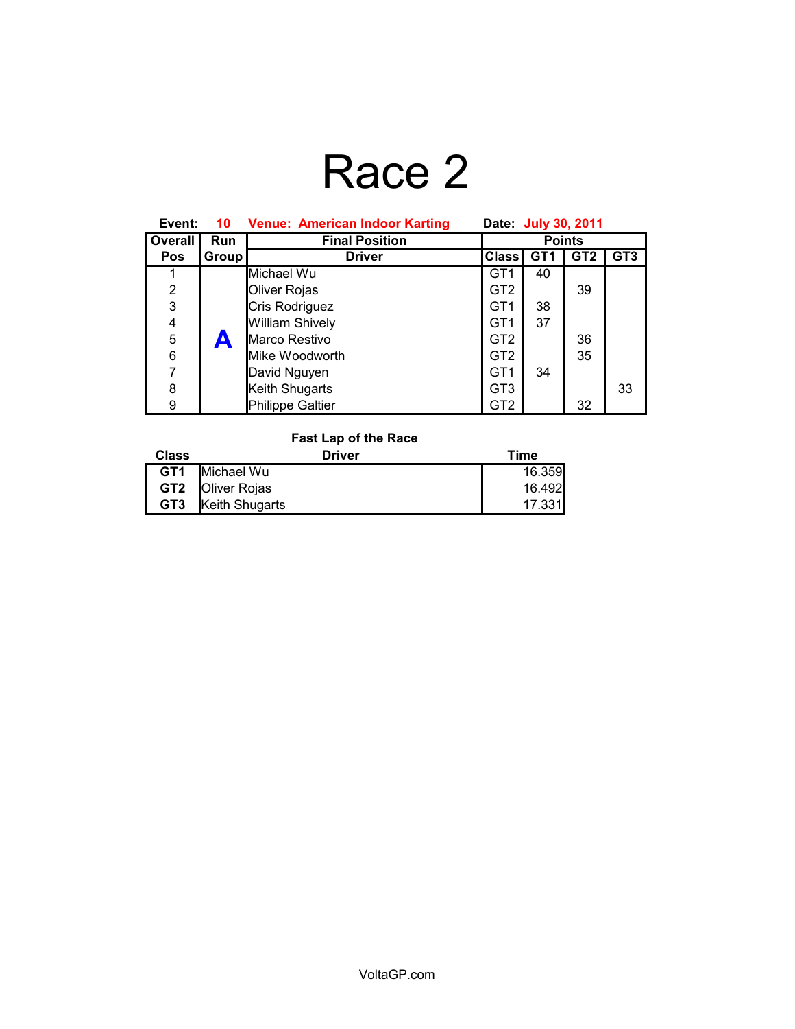# Race 2

**Event:** 10 **Venue:** American Indoor Karting **Date:** July 30, 2011

| Overall Pos | Run Group | Final Position Driver | Class | Points GT1 | Points GT2 | Points GT3 |
|---|---|---|---|---|---|---|
| 1 | A | Michael Wu | GT1 | 40 | | |
| 2 | | Oliver Rojas | GT2 | | 39 | |
| 3 | | Cris Rodriguez | GT1 | 38 | | |
| 4 | | William Shively | GT1 | 37 | | |
| 5 | | Marco Restivo | GT2 | | 36 | |
| 6 | | Mike Woodworth | GT2 | | 35 | |
| 7 | | David Nguyen | GT1 | 34 | | |
| 8 | | Keith Shugarts | GT3 | | | 33 |
| 9 | | Philippe Galtier | GT2 | | 32 | |

**Fast Lap of the Race**

| Class | Driver | Time |
|---|---|---|
| **GT1** | Michael Wu | 16.359 |
| **GT2** | Oliver Rojas | 16.492 |
| **GT3** | Keith Shugarts | 17.331 |

VoltaGP.com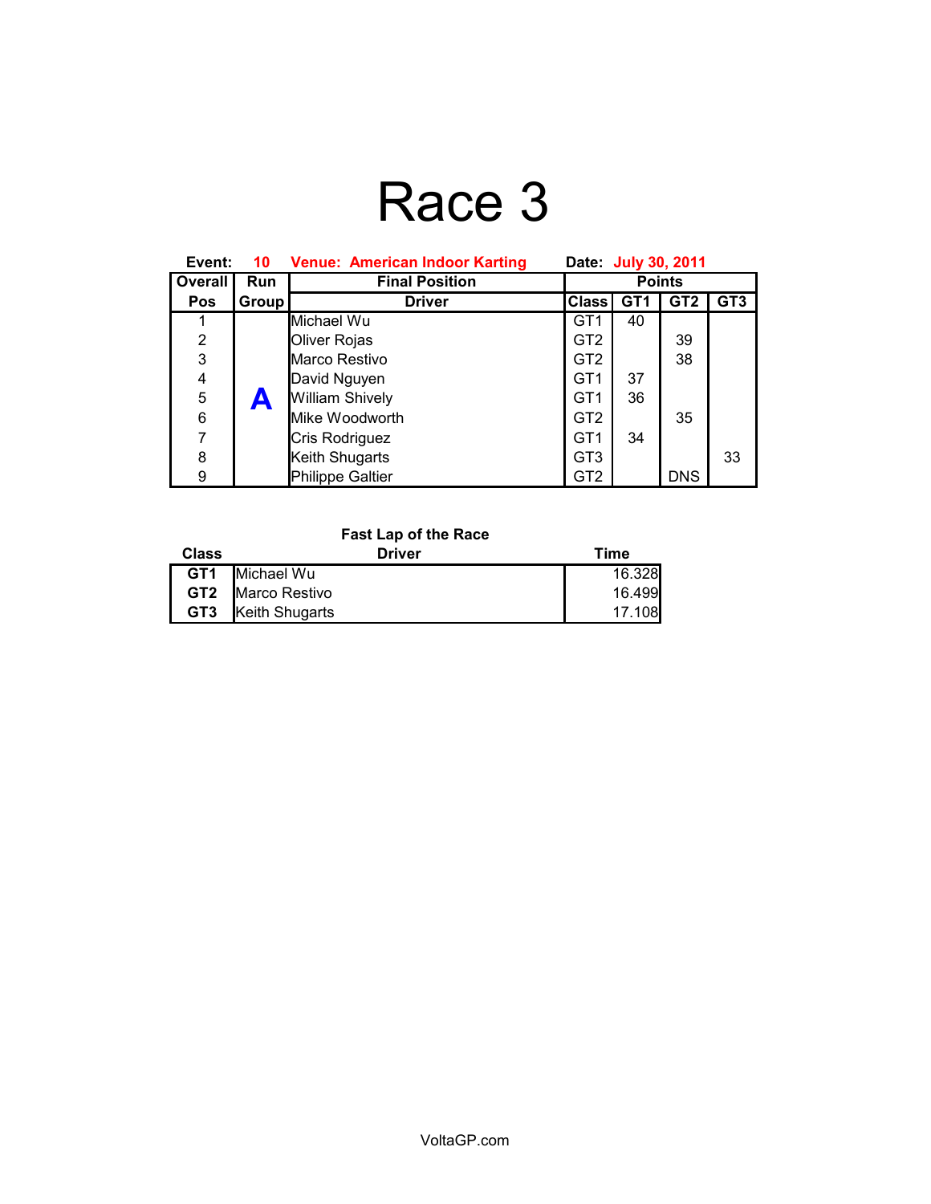# Race 3

**Event:** 10 **Venue:** American Indoor Karting **Date:** July 30, 2011

| Overall Pos | Run Group | Final Position Driver | Class | Points GT1 | Points GT2 | Points GT3 |
|---|---|---|---|---|---|---|
| 1 | A | Michael Wu | GT1 | 40 | | |
| 2 | | Oliver Rojas | GT2 | | 39 | |
| 3 | | Marco Restivo | GT2 | | 38 | |
| 4 | | David Nguyen | GT1 | 37 | | |
| 5 | | William Shively | GT1 | 36 | | |
| 6 | | Mike Woodworth | GT2 | | 35 | |
| 7 | | Cris Rodriguez | GT1 | 34 | | |
| 8 | | Keith Shugarts | GT3 | | | 33 |
| 9 | | Philippe Galtier | GT2 | | DNS | |

**Fast Lap of the Race**

| Class | Driver | Time |
|---|---|---|
| **GT1** | Michael Wu | 16.328 |
| **GT2** | Marco Restivo | 16.499 |
| **GT3** | Keith Shugarts | 17.108 |

VoltaGP.com